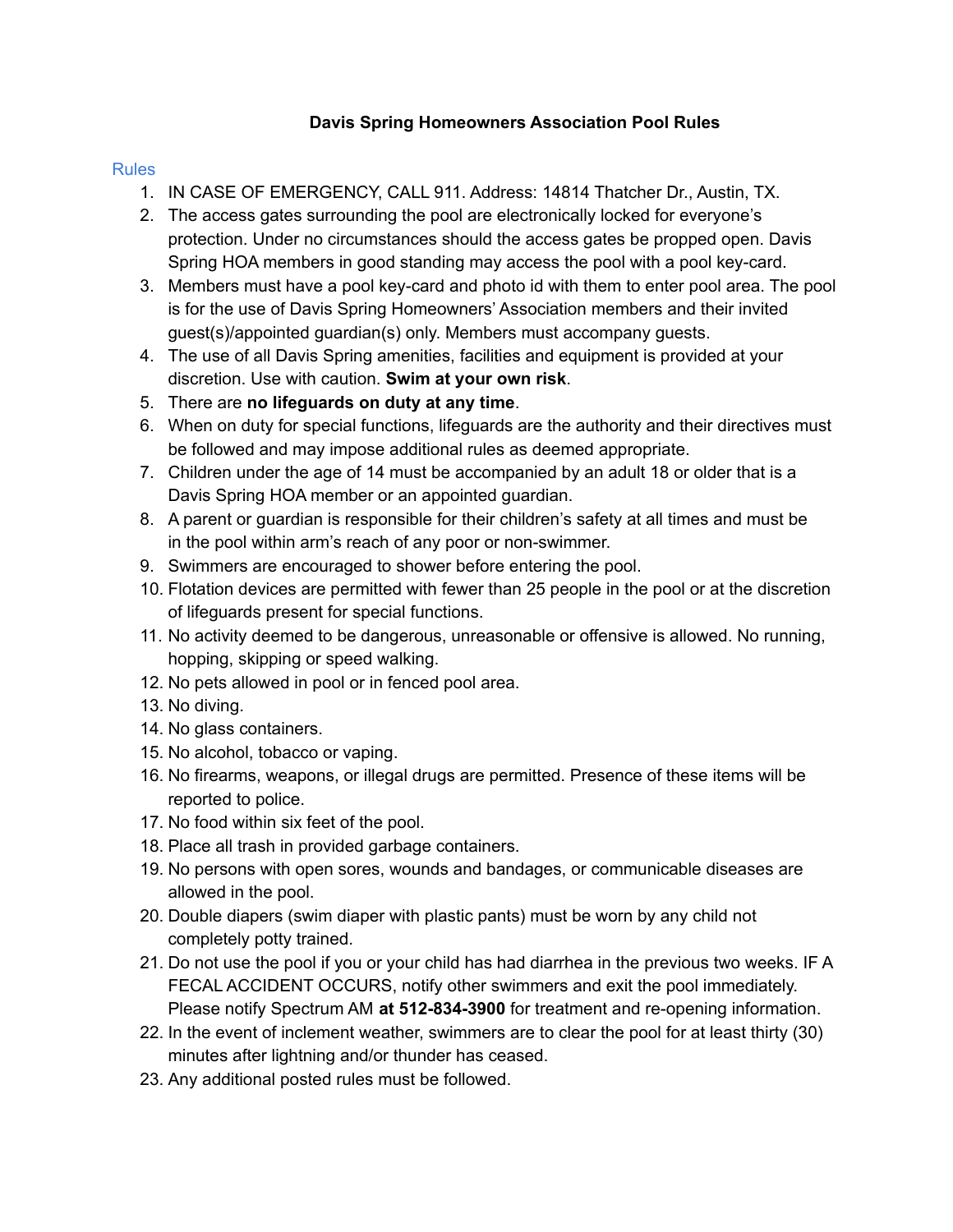# Davis Spring Homeowners Association Pool Rules

## Rules

1. IN CASE OF EMERGENCY, CALL 911. Address: 14814 Thatcher Dr., Austin, TX.
2. The access gates surrounding the pool are electronically locked for everyone's protection. Under no circumstances should the access gates be propped open. Davis Spring HOA members in good standing may access the pool with a pool key-card.
3. Members must have a pool key-card and photo id with them to enter pool area. The pool is for the use of Davis Spring Homeowners' Association members and their invited guest(s)/appointed guardian(s) only. Members must accompany guests.
4. The use of all Davis Spring amenities, facilities and equipment is provided at your discretion. Use with caution. **Swim at your own risk**.
5. There are **no lifeguards on duty at any time**.
6. When on duty for special functions, lifeguards are the authority and their directives must be followed and may impose additional rules as deemed appropriate.
7. Children under the age of 14 must be accompanied by an adult 18 or older that is a Davis Spring HOA member or an appointed guardian.
8. A parent or guardian is responsible for their children's safety at all times and must be in the pool within arm's reach of any poor or non-swimmer.
9. Swimmers are encouraged to shower before entering the pool.
10. Flotation devices are permitted with fewer than 25 people in the pool or at the discretion of lifeguards present for special functions.
11. No activity deemed to be dangerous, unreasonable or offensive is allowed. No running, hopping, skipping or speed walking.
12. No pets allowed in pool or in fenced pool area.
13. No diving.
14. No glass containers.
15. No alcohol, tobacco or vaping.
16. No firearms, weapons, or illegal drugs are permitted. Presence of these items will be reported to police.
17. No food within six feet of the pool.
18. Place all trash in provided garbage containers.
19. No persons with open sores, wounds and bandages, or communicable diseases are allowed in the pool.
20. Double diapers (swim diaper with plastic pants) must be worn by any child not completely potty trained.
21. Do not use the pool if you or your child has had diarrhea in the previous two weeks. IF A FECAL ACCIDENT OCCURS, notify other swimmers and exit the pool immediately. Please notify Spectrum AM **at 512-834-3900** for treatment and re-opening information.
22. In the event of inclement weather, swimmers are to clear the pool for at least thirty (30) minutes after lightning and/or thunder has ceased.
23. Any additional posted rules must be followed.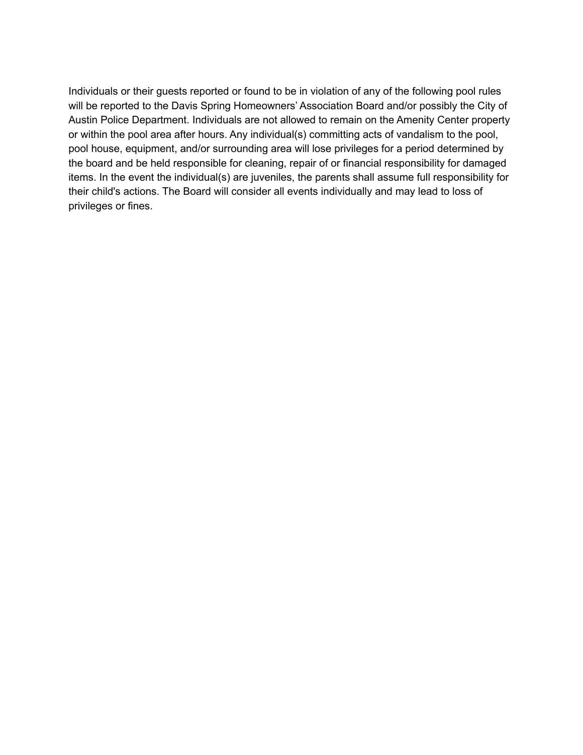Individuals or their guests reported or found to be in violation of any of the following pool rules will be reported to the Davis Spring Homeowners' Association Board and/or possibly the City of Austin Police Department. Individuals are not allowed to remain on the Amenity Center property or within the pool area after hours. Any individual(s) committing acts of vandalism to the pool, pool house, equipment, and/or surrounding area will lose privileges for a period determined by the board and be held responsible for cleaning, repair of or financial responsibility for damaged items. In the event the individual(s) are juveniles, the parents shall assume full responsibility for their child's actions. The Board will consider all events individually and may lead to loss of privileges or fines.